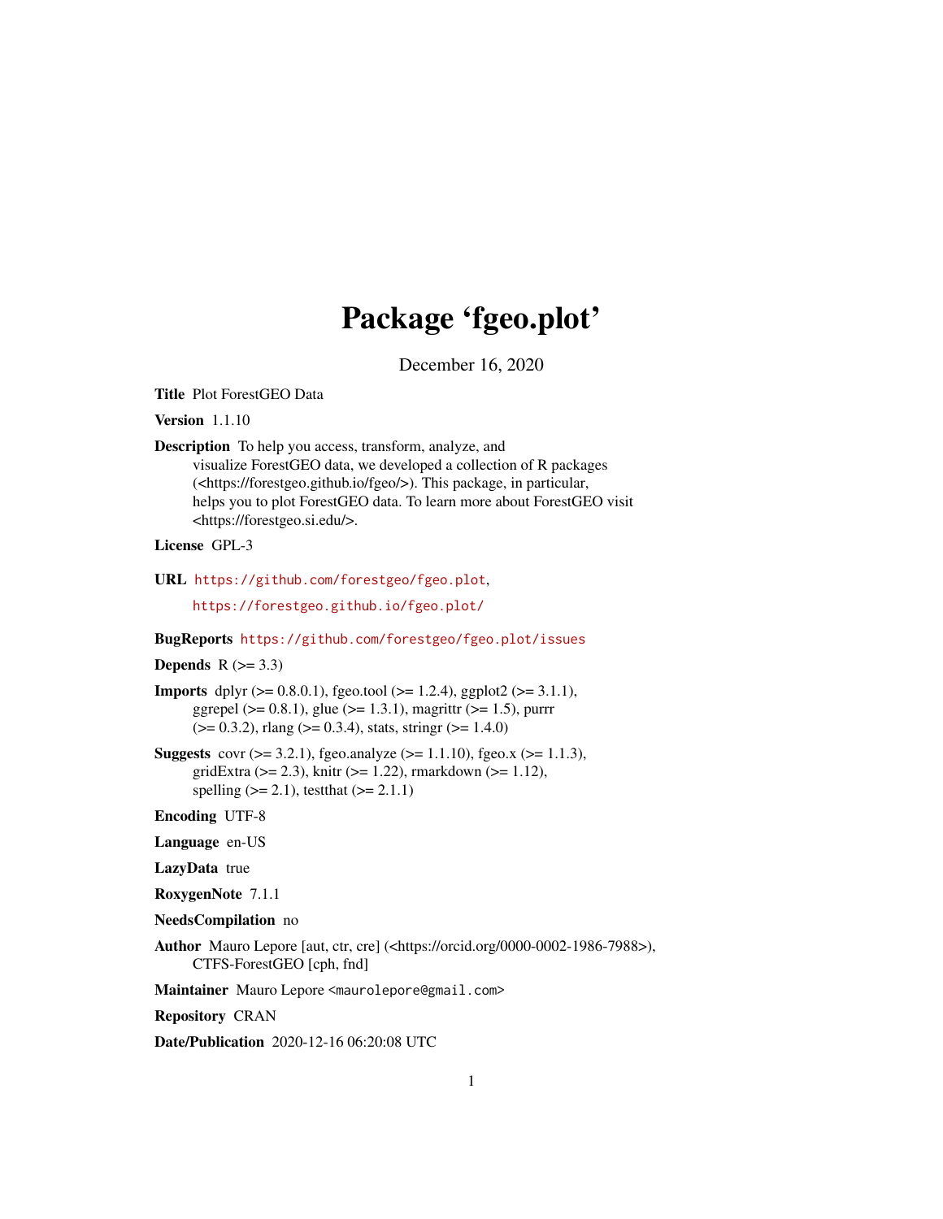# Package 'fgeo.plot'

December 16, 2020

**Title** Plot ForestGEO Data

**Version** 1.1.10

**Description** To help you access, transform, analyze, and visualize ForestGEO data, we developed a collection of R packages (<https://forestgeo.github.io/fgeo/>). This package, in particular, helps you to plot ForestGEO data. To learn more about ForestGEO visit <https://forestgeo.si.edu/>.

**License** GPL-3

**URL** https://github.com/forestgeo/fgeo.plot, https://forestgeo.github.io/fgeo.plot/

**BugReports** https://github.com/forestgeo/fgeo.plot/issues

**Depends** R (>= 3.3)

**Imports** dplyr (>= 0.8.0.1), fgeo.tool (>= 1.2.4), ggplot2 (>= 3.1.1), ggrepel (>= 0.8.1), glue (>= 1.3.1), magrittr (>= 1.5), purrr (>= 0.3.2), rlang (>= 0.3.4), stats, stringr (>= 1.4.0)

**Suggests** covr (>= 3.2.1), fgeo.analyze (>= 1.1.10), fgeo.x (>= 1.1.3), gridExtra (>= 2.3), knitr (>= 1.22), rmarkdown (>= 1.12), spelling (>= 2.1), testthat (>= 2.1.1)

**Encoding** UTF-8

**Language** en-US

**LazyData** true

**RoxygenNote** 7.1.1

**NeedsCompilation** no

**Author** Mauro Lepore [aut, ctr, cre] (<https://orcid.org/0000-0002-1986-7988>), CTFS-ForestGEO [cph, fnd]

**Maintainer** Mauro Lepore <maurolepore@gmail.com>

**Repository** CRAN

**Date/Publication** 2020-12-16 06:20:08 UTC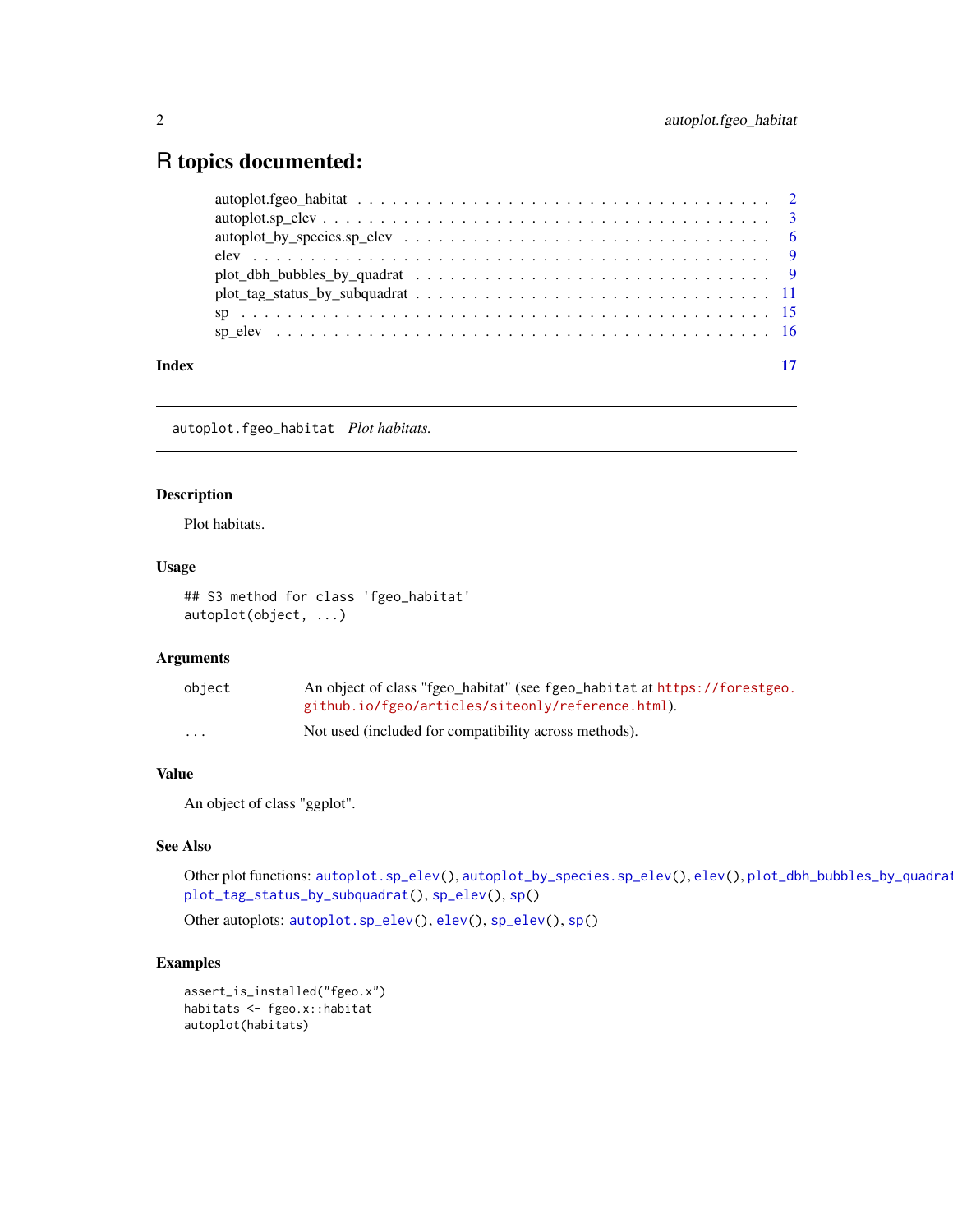# R topics documented:

- autoplot.fgeo_habitat . . . . . . . . . . . . . . . . . . . . . . . . . . . . . . . . . . . 2
- autoplot.sp_elev . . . . . . . . . . . . . . . . . . . . . . . . . . . . . . . . . . . . . . 3
- autoplot_by_species.sp_elev . . . . . . . . . . . . . . . . . . . . . . . . . . . . . . . . 6
- elev . . . . . . . . . . . . . . . . . . . . . . . . . . . . . . . . . . . . . . . . . . . . 9
- plot_dbh_bubbles_by_quadrat . . . . . . . . . . . . . . . . . . . . . . . . . . . . . . . 9
- plot_tag_status_by_subquadrat . . . . . . . . . . . . . . . . . . . . . . . . . . . . . . 11
- sp . . . . . . . . . . . . . . . . . . . . . . . . . . . . . . . . . . . . . . . . . . . . . 15
- sp_elev . . . . . . . . . . . . . . . . . . . . . . . . . . . . . . . . . . . . . . . . . . 16

**Index** 17

---

## autoplot.fgeo_habitat *Plot habitats.*

---

### Description

Plot habitats.

### Usage

```
## S3 method for class 'fgeo_habitat'
autoplot(object, ...)
```

### Arguments

| | |
|---|---|
| `object` | An object of class "fgeo_habitat" (see `fgeo_habitat` at https://forestgeo.github.io/fgeo/articles/siteonly/reference.html). |
| `...` | Not used (included for compatibility across methods). |

### Value

An object of class "ggplot".

### See Also

Other plot functions: `autoplot.sp_elev()`, `autoplot_by_species.sp_elev()`, `elev()`, `plot_dbh_bubbles_by_quadrat()`, `plot_tag_status_by_subquadrat()`, `sp_elev()`, `sp()`

Other autoplots: `autoplot.sp_elev()`, `elev()`, `sp_elev()`, `sp()`

### Examples

```
assert_is_installed("fgeo.x")
habitats <- fgeo.x::habitat
autoplot(habitats)
```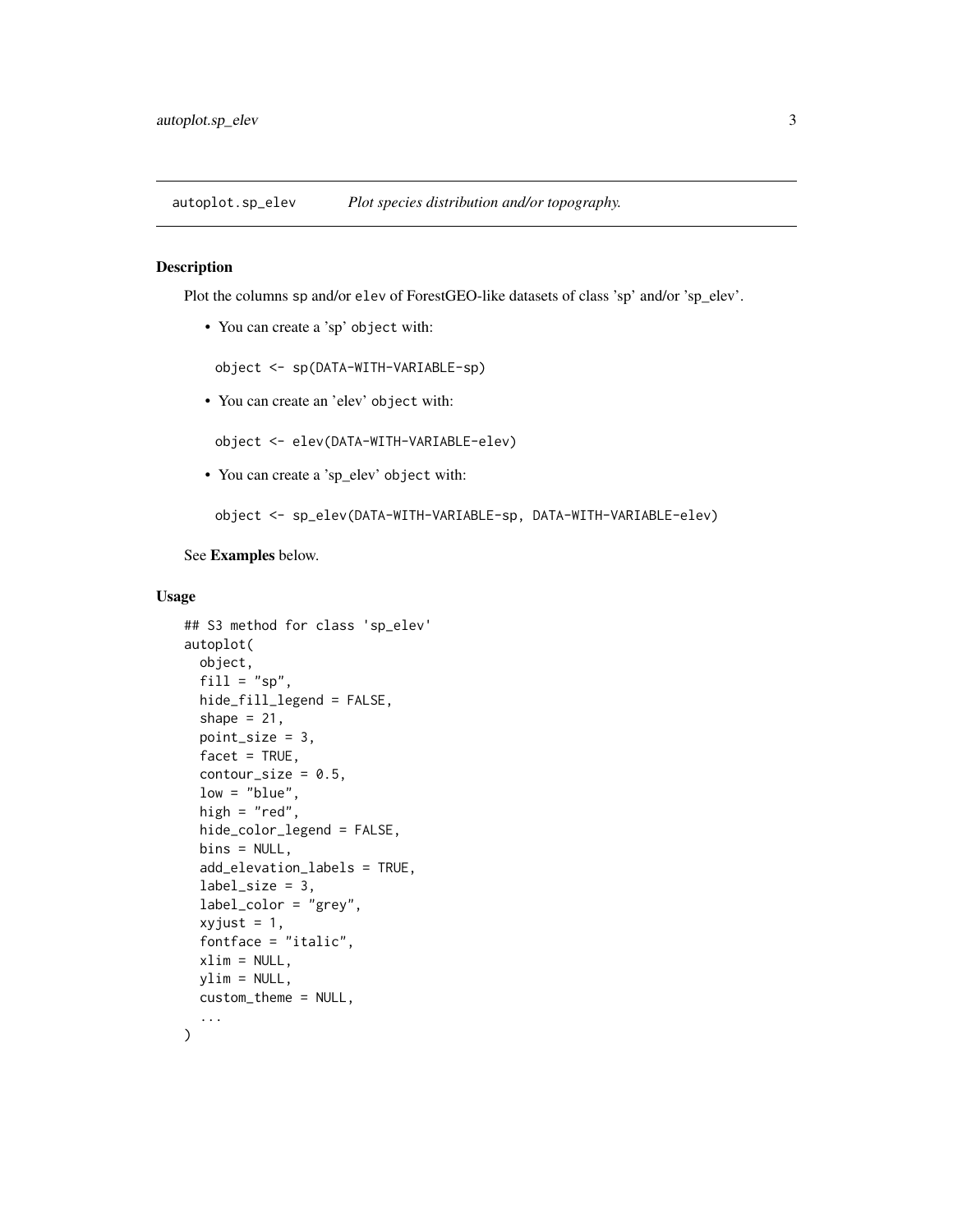autoplot.sp_elev *Plot species distribution and/or topography.*

## Description

Plot the columns sp and/or elev of ForestGEO-like datasets of class 'sp' and/or 'sp_elev'.

- You can create a 'sp' object with:

```
object <- sp(DATA-WITH-VARIABLE-sp)
```

- You can create an 'elev' object with:

```
object <- elev(DATA-WITH-VARIABLE-elev)
```

- You can create a 'sp_elev' object with:

```
object <- sp_elev(DATA-WITH-VARIABLE-sp, DATA-WITH-VARIABLE-elev)
```

See **Examples** below.

## Usage

```
## S3 method for class 'sp_elev'
autoplot(
  object,
  fill = "sp",
  hide_fill_legend = FALSE,
  shape = 21,
  point_size = 3,
  facet = TRUE,
  contour_size = 0.5,
  low = "blue",
  high = "red",
  hide_color_legend = FALSE,
  bins = NULL,
  add_elevation_labels = TRUE,
  label_size = 3,
  label_color = "grey",
  xyjust = 1,
  fontface = "italic",
  xlim = NULL,
  ylim = NULL,
  custom_theme = NULL,
  ...
)
```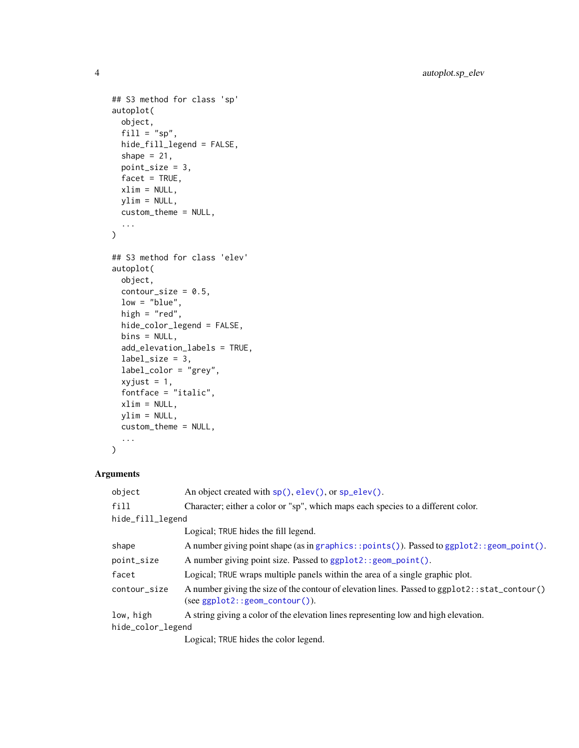```
## S3 method for class 'sp'
autoplot(
  object,
  fill = "sp",
  hide_fill_legend = FALSE,
  shape = 21,
  point_size = 3,
  facet = TRUE,
  xlim = NULL,
  ylim = NULL,
  custom_theme = NULL,
  ...
)

## S3 method for class 'elev'
autoplot(
  object,
  contour_size = 0.5,
  low = "blue",
  high = "red",
  hide_color_legend = FALSE,
  bins = NULL,
  add_elevation_labels = TRUE,
  label_size = 3,
  label_color = "grey",
  xyjust = 1,
  fontface = "italic",
  xlim = NULL,
  ylim = NULL,
  custom_theme = NULL,
  ...
)
```

### Arguments

| | |
|---|---|
| `object` | An object created with `sp()`, `elev()`, or `sp_elev()`. |
| `fill` | Character; either a color or "sp", which maps each species to a different color. |
| `hide_fill_legend` | Logical; `TRUE` hides the fill legend. |
| `shape` | A number giving point shape (as in `graphics::points()`). Passed to `ggplot2::geom_point()`. |
| `point_size` | A number giving point size. Passed to `ggplot2::geom_point()`. |
| `facet` | Logical; `TRUE` wraps multiple panels within the area of a single graphic plot. |
| `contour_size` | A number giving the size of the contour of elevation lines. Passed to `ggplot2::stat_contour()` (see `ggplot2::geom_contour()`). |
| `low, high` | A string giving a color of the elevation lines representing low and high elevation. |
| `hide_color_legend` | Logical; `TRUE` hides the color legend. |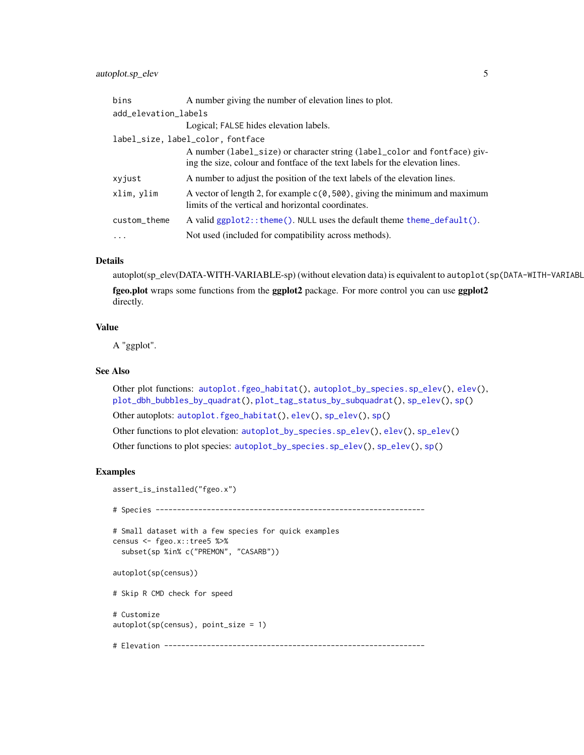bins
: A number giving the number of elevation lines to plot.

add_elevation_labels
: Logical; `FALSE` hides elevation labels.

label_size, label_color, fontface
: A number (`label_size`) or character string (`label_color` and `fontface`) giving the size, colour and fontface of the text labels for the elevation lines.

xyjust
: A number to adjust the position of the text labels of the elevation lines.

xlim, ylim
: A vector of length 2, for example `c(0,500)`, giving the minimum and maximum limits of the vertical and horizontal coordinates.

custom_theme
: A valid `ggplot2::theme()`. `NULL` uses the default theme `theme_default()`.

...
: Not used (included for compatibility across methods).

## Details

autoplot(sp_elev(DATA-WITH-VARIABLE-sp) (without elevation data) is equivalent to `autoplot(sp(DATA-WITH-VARIABL`

**fgeo.plot** wraps some functions from the **ggplot2** package. For more control you can use **ggplot2** directly.

## Value

A "ggplot".

## See Also

Other plot functions: `autoplot.fgeo_habitat()`, `autoplot_by_species.sp_elev()`, `elev()`, `plot_dbh_bubbles_by_quadrat()`, `plot_tag_status_by_subquadrat()`, `sp_elev()`, `sp()`

Other autoplots: `autoplot.fgeo_habitat()`, `elev()`, `sp_elev()`, `sp()`

Other functions to plot elevation: `autoplot_by_species.sp_elev()`, `elev()`, `sp_elev()`

Other functions to plot species: `autoplot_by_species.sp_elev()`, `sp_elev()`, `sp()`

## Examples

```
assert_is_installed("fgeo.x")

# Species --------------------------------------------------------------

# Small dataset with a few species for quick examples
census <- fgeo.x::tree5 %>%
  subset(sp %in% c("PREMON", "CASARB"))

autoplot(sp(census))

# Skip R CMD check for speed

# Customize
autoplot(sp(census), point_size = 1)

# Elevation ------------------------------------------------------------
```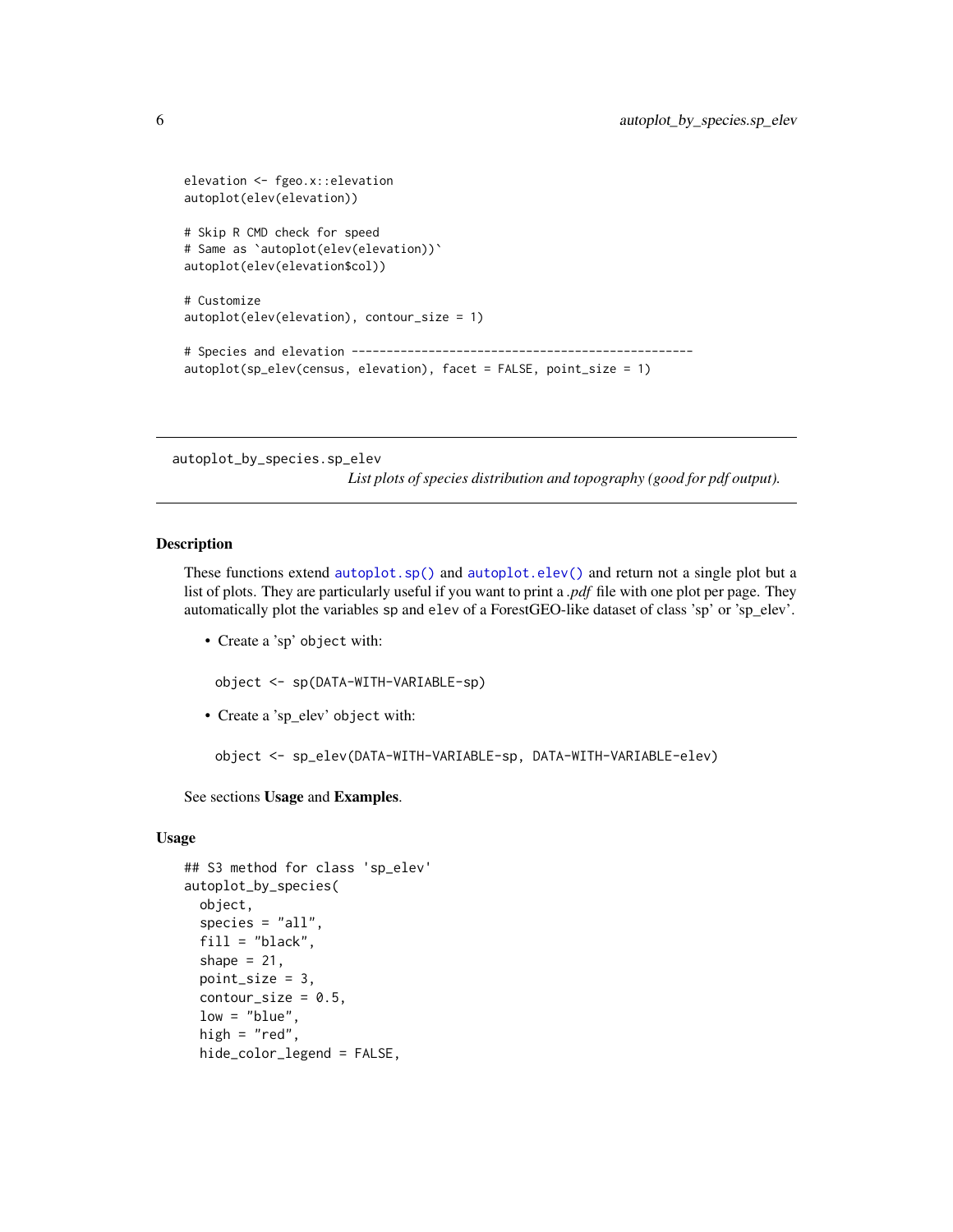```
elevation <- fgeo.x::elevation
autoplot(elev(elevation))

# Skip R CMD check for speed
# Same as `autoplot(elev(elevation))`
autoplot(elev(elevation$col))

# Customize
autoplot(elev(elevation), contour_size = 1)

# Species and elevation ------------------------------------------------
autoplot(sp_elev(census, elevation), facet = FALSE, point_size = 1)
```

---

## autoplot_by_species.sp_elev

*List plots of species distribution and topography (good for pdf output).*

---

### Description

These functions extend `autoplot.sp()` and `autoplot.elev()` and return not a single plot but a list of plots. They are particularly useful if you want to print a *.pdf* file with one plot per page. They automatically plot the variables `sp` and `elev` of a ForestGEO-like dataset of class 'sp' or 'sp_elev'.

- Create a 'sp' `object` with:

  ```
  object <- sp(DATA-WITH-VARIABLE-sp)
  ```

- Create a 'sp_elev' `object` with:

  ```
  object <- sp_elev(DATA-WITH-VARIABLE-sp, DATA-WITH-VARIABLE-elev)
  ```

See sections **Usage** and **Examples**.

### Usage

```
## S3 method for class 'sp_elev'
autoplot_by_species(
  object,
  species = "all",
  fill = "black",
  shape = 21,
  point_size = 3,
  contour_size = 0.5,
  low = "blue",
  high = "red",
  hide_color_legend = FALSE,
```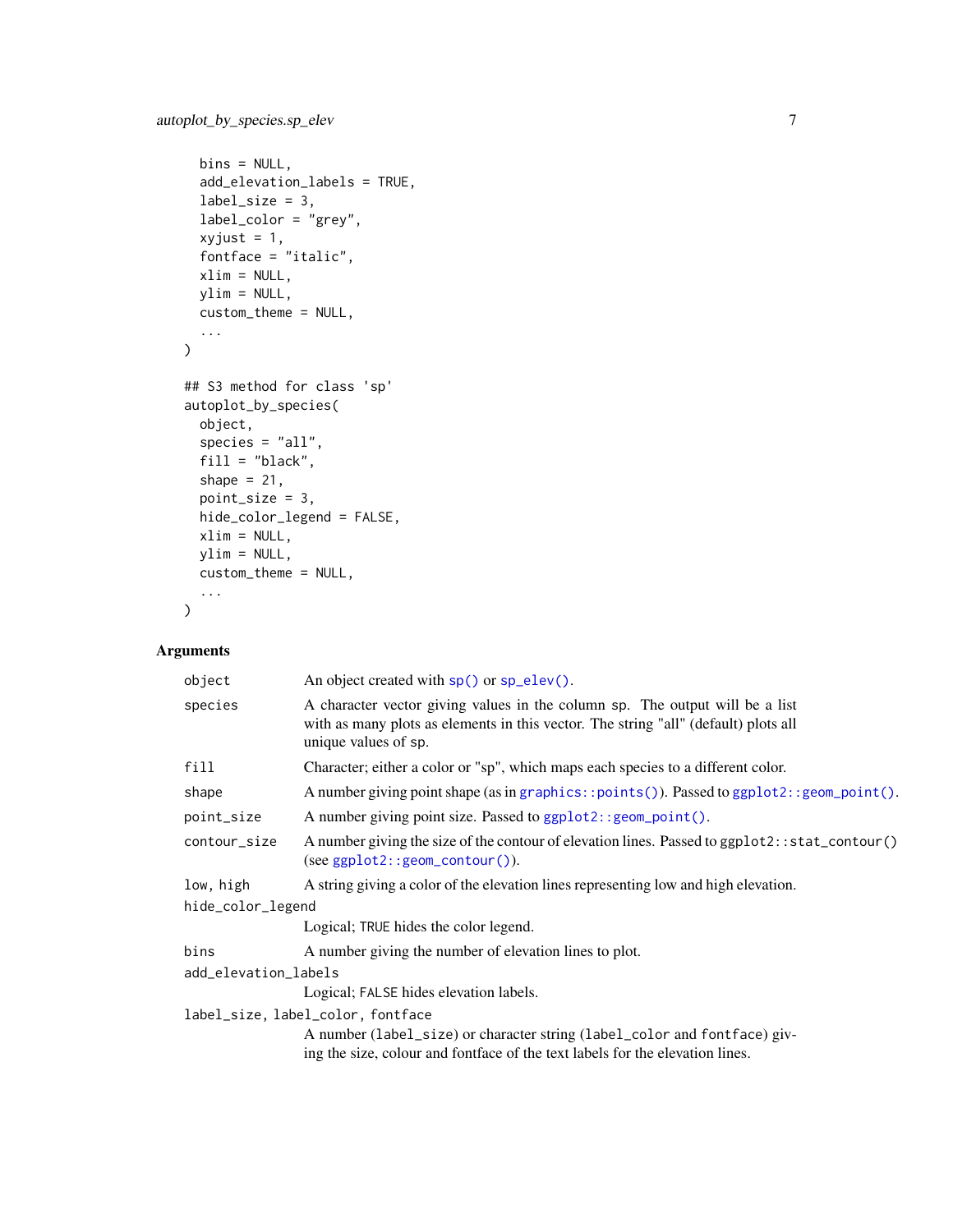```
  bins = NULL,
  add_elevation_labels = TRUE,
  label_size = 3,
  label_color = "grey",
  xyjust = 1,
  fontface = "italic",
  xlim = NULL,
  ylim = NULL,
  custom_theme = NULL,
  ...
)

## S3 method for class 'sp'
autoplot_by_species(
  object,
  species = "all",
  fill = "black",
  shape = 21,
  point_size = 3,
  hide_color_legend = FALSE,
  xlim = NULL,
  ylim = NULL,
  custom_theme = NULL,
  ...
)
```

## Arguments

`object` An object created with `sp()` or `sp_elev()`.

`species` A character vector giving values in the column sp. The output will be a list with as many plots as elements in this vector. The string "all" (default) plots all unique values of sp.

`fill` Character; either a color or "sp", which maps each species to a different color.

`shape` A number giving point shape (as in `graphics::points()`). Passed to `ggplot2::geom_point()`.

`point_size` A number giving point size. Passed to `ggplot2::geom_point()`.

`contour_size` A number giving the size of the contour of elevation lines. Passed to `ggplot2::stat_contour()` (see `ggplot2::geom_contour()`).

`low, high` A string giving a color of the elevation lines representing low and high elevation.

`hide_color_legend` Logical; `TRUE` hides the color legend.

`bins` A number giving the number of elevation lines to plot.

`add_elevation_labels` Logical; `FALSE` hides elevation labels.

`label_size, label_color, fontface` A number (`label_size`) or character string (`label_color` and `fontface`) giving the size, colour and fontface of the text labels for the elevation lines.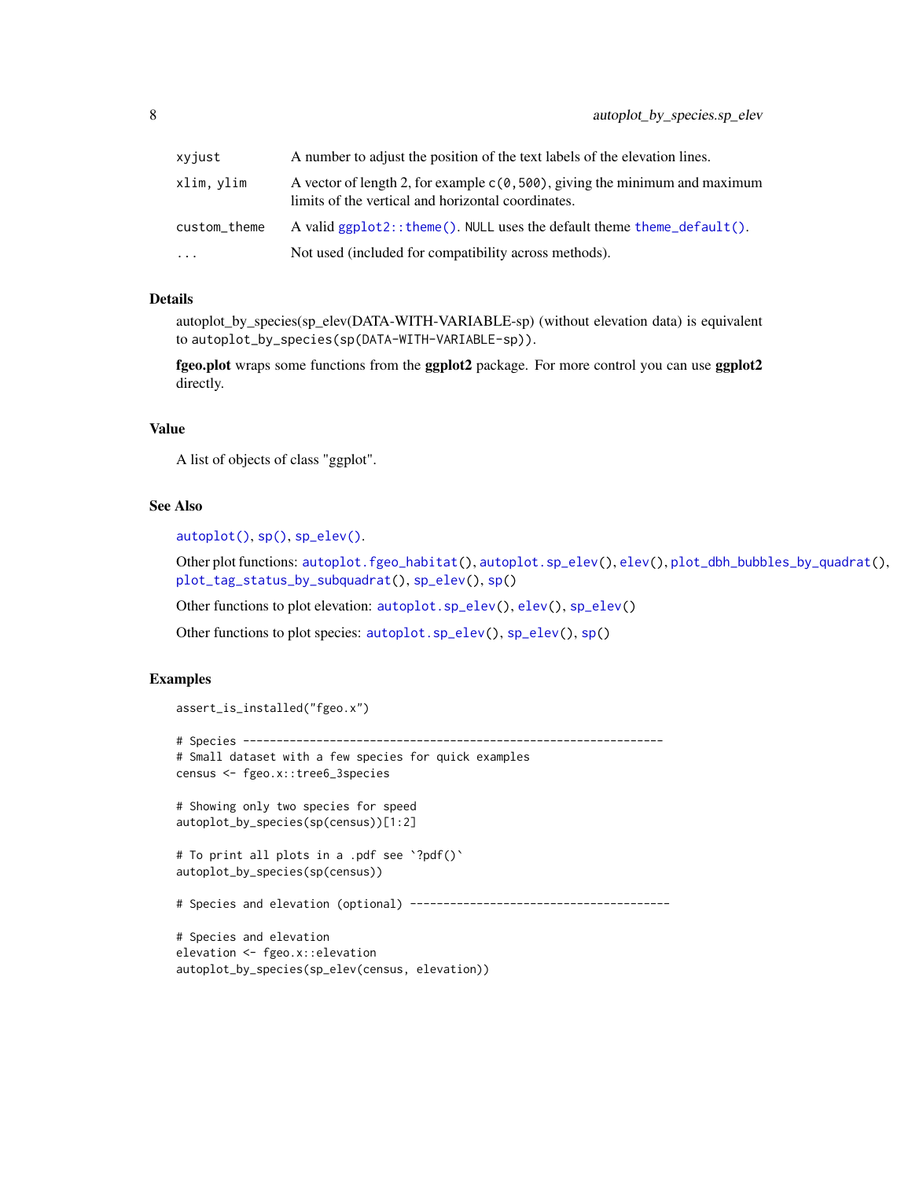| | |
|---|---|
| xyjust | A number to adjust the position of the text labels of the elevation lines. |
| xlim, ylim | A vector of length 2, for example c(0,500), giving the minimum and maximum limits of the vertical and horizontal coordinates. |
| custom_theme | A valid ggplot2::theme(). NULL uses the default theme theme_default(). |
| ... | Not used (included for compatibility across methods). |

## Details

autoplot_by_species(sp_elev(DATA-WITH-VARIABLE-sp) (without elevation data) is equivalent to autoplot_by_species(sp(DATA-WITH-VARIABLE-sp)).

**fgeo.plot** wraps some functions from the **ggplot2** package. For more control you can use **ggplot2** directly.

## Value

A list of objects of class "ggplot".

## See Also

autoplot(), sp(), sp_elev().

Other plot functions: autoplot.fgeo_habitat(), autoplot.sp_elev(), elev(), plot_dbh_bubbles_by_quadrat(), plot_tag_status_by_subquadrat(), sp_elev(), sp()

Other functions to plot elevation: autoplot.sp_elev(), elev(), sp_elev()

Other functions to plot species: autoplot.sp_elev(), sp_elev(), sp()

## Examples

```
assert_is_installed("fgeo.x")

# Species ---------------------------------------------------------------
# Small dataset with a few species for quick examples
census <- fgeo.x::tree6_3species

# Showing only two species for speed
autoplot_by_species(sp(census))[1:2]

# To print all plots in a .pdf see `?pdf()`
autoplot_by_species(sp(census))

# Species and elevation (optional) --------------------------------------

# Species and elevation
elevation <- fgeo.x::elevation
autoplot_by_species(sp_elev(census, elevation))
```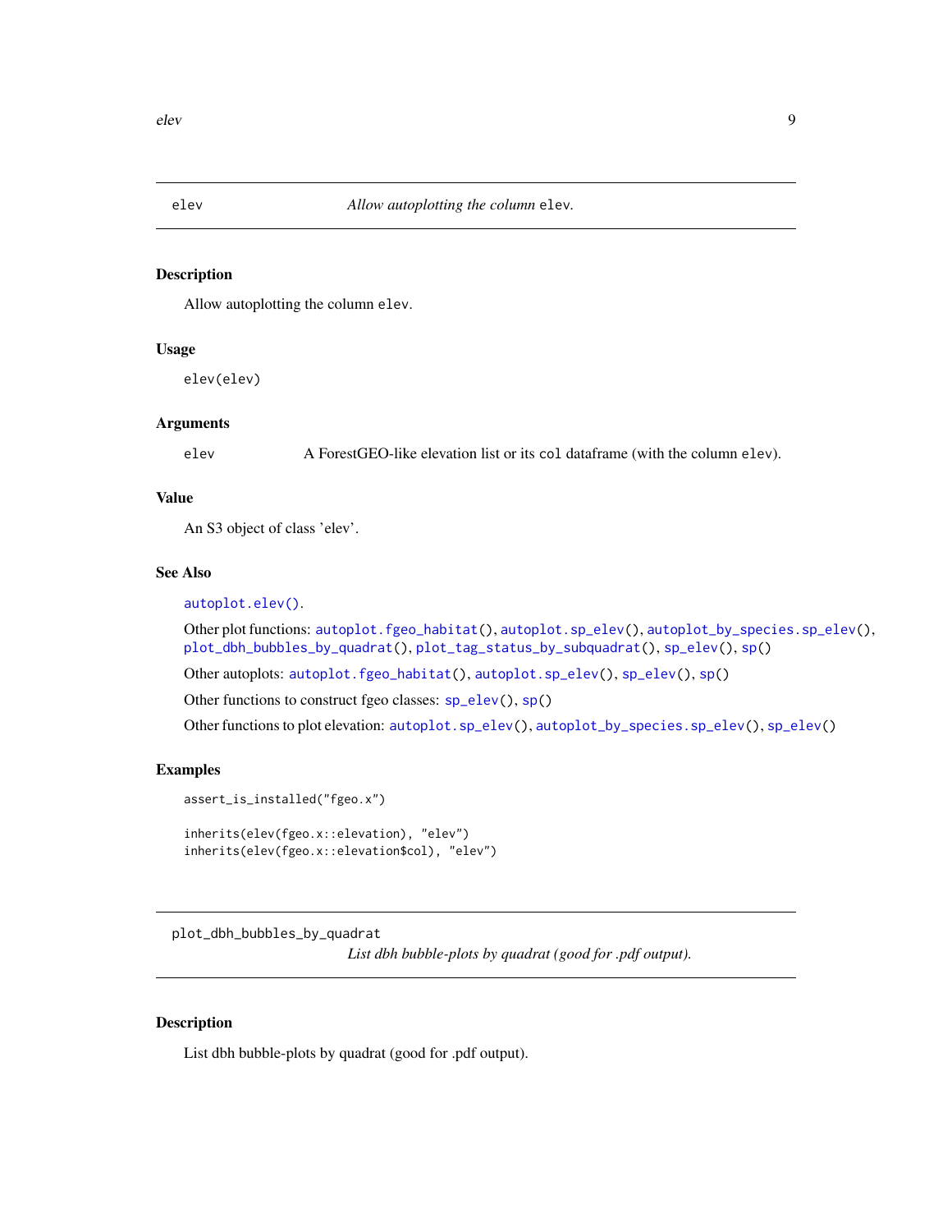## elev — *Allow autoplotting the column* `elev`.

### Description

Allow autoplotting the column `elev`.

### Usage

```
elev(elev)
```

### Arguments

| | |
|---|---|
| `elev` | A ForestGEO-like elevation list or its `col` dataframe (with the column `elev`). |

### Value

An S3 object of class 'elev'.

### See Also

`autoplot.elev()`.

Other plot functions: `autoplot.fgeo_habitat()`, `autoplot.sp_elev()`, `autoplot_by_species.sp_elev()`, `plot_dbh_bubbles_by_quadrat()`, `plot_tag_status_by_subquadrat()`, `sp_elev()`, `sp()`

Other autoplots: `autoplot.fgeo_habitat()`, `autoplot.sp_elev()`, `sp_elev()`, `sp()`

Other functions to construct fgeo classes: `sp_elev()`, `sp()`

Other functions to plot elevation: `autoplot.sp_elev()`, `autoplot_by_species.sp_elev()`, `sp_elev()`

### Examples

```
assert_is_installed("fgeo.x")

inherits(elev(fgeo.x::elevation), "elev")
inherits(elev(fgeo.x::elevation$col), "elev")
```

## plot_dbh_bubbles_by_quadrat — *List dbh bubble-plots by quadrat (good for .pdf output).*

### Description

List dbh bubble-plots by quadrat (good for .pdf output).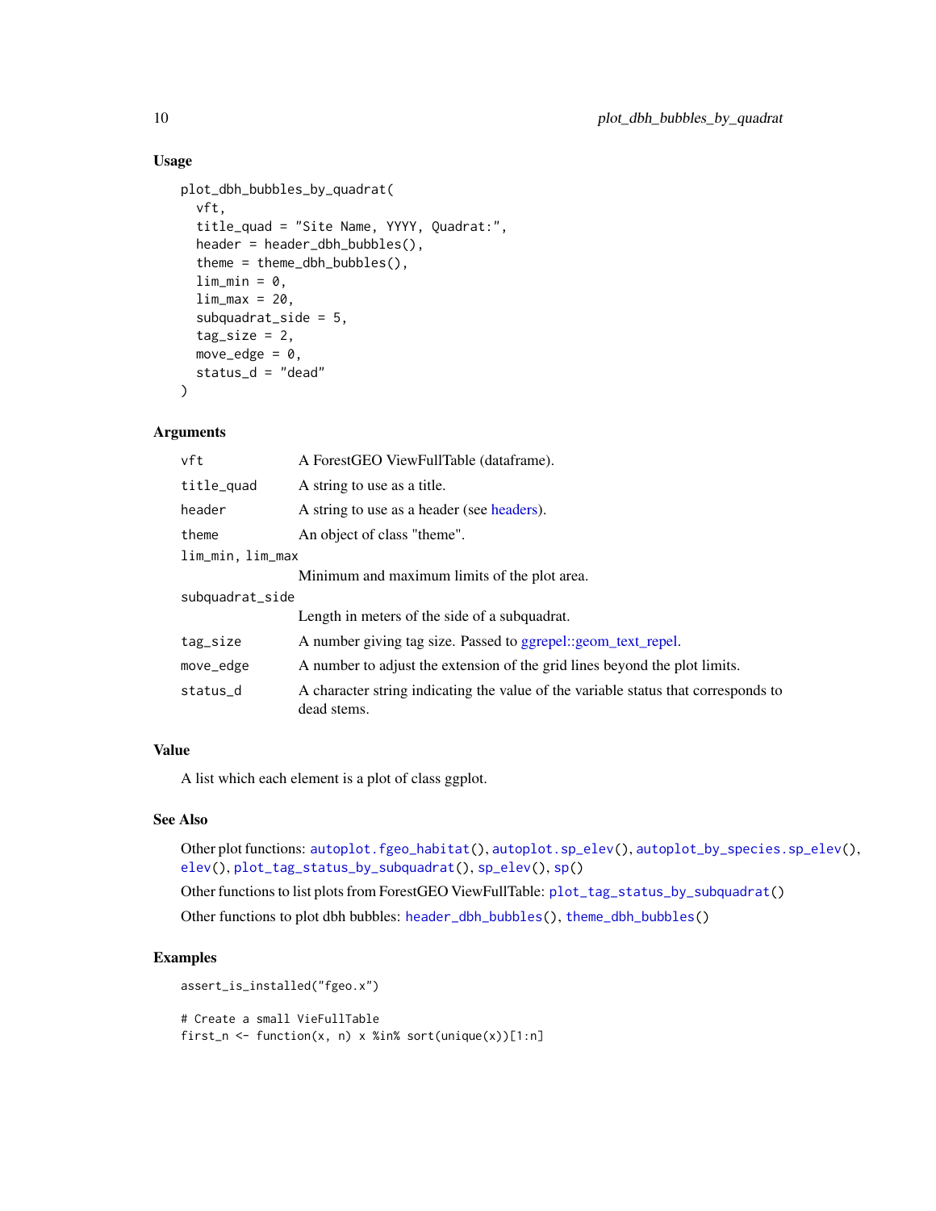### Usage

```
plot_dbh_bubbles_by_quadrat(
  vft,
  title_quad = "Site Name, YYYY, Quadrat:",
  header = header_dbh_bubbles(),
  theme = theme_dbh_bubbles(),
  lim_min = 0,
  lim_max = 20,
  subquadrat_side = 5,
  tag_size = 2,
  move_edge = 0,
  status_d = "dead"
)
```

### Arguments

| | |
|---|---|
| `vft` | A ForestGEO ViewFullTable (dataframe). |
| `title_quad` | A string to use as a title. |
| `header` | A string to use as a header (see headers). |
| `theme` | An object of class "theme". |
| `lim_min, lim_max` | Minimum and maximum limits of the plot area. |
| `subquadrat_side` | Length in meters of the side of a subquadrat. |
| `tag_size` | A number giving tag size. Passed to ggrepel::geom_text_repel. |
| `move_edge` | A number to adjust the extension of the grid lines beyond the plot limits. |
| `status_d` | A character string indicating the value of the variable status that corresponds to dead stems. |

### Value

A list which each element is a plot of class ggplot.

### See Also

Other plot functions: `autoplot.fgeo_habitat()`, `autoplot.sp_elev()`, `autoplot_by_species.sp_elev()`, `elev()`, `plot_tag_status_by_subquadrat()`, `sp_elev()`, `sp()`

Other functions to list plots from ForestGEO ViewFullTable: `plot_tag_status_by_subquadrat()`

Other functions to plot dbh bubbles: `header_dbh_bubbles()`, `theme_dbh_bubbles()`

### Examples

```
assert_is_installed("fgeo.x")

# Create a small VieFullTable
first_n <- function(x, n) x %in% sort(unique(x))[1:n]
```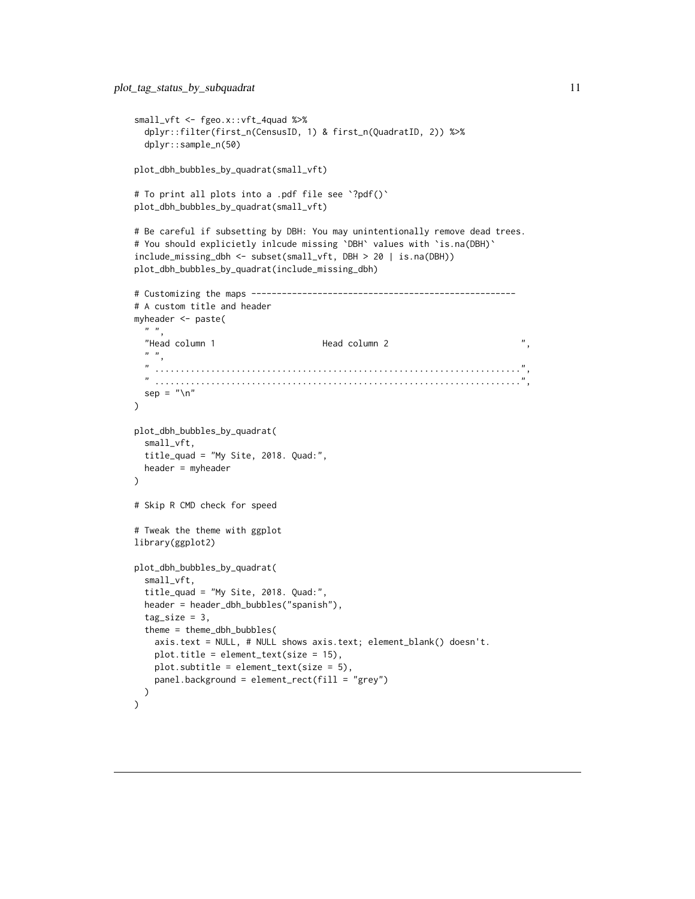```
small_vft <- fgeo.x::vft_4quad %>%
  dplyr::filter(first_n(CensusID, 1) & first_n(QuadratID, 2)) %>%
  dplyr::sample_n(50)

plot_dbh_bubbles_by_quadrat(small_vft)

# To print all plots into a .pdf file see `?pdf()`
plot_dbh_bubbles_by_quadrat(small_vft)

# Be careful if subsetting by DBH: You may unintentionally remove dead trees.
# You should expliciently inlcude missing `DBH` values with `is.na(DBH)`
include_missing_dbh <- subset(small_vft, DBH > 20 | is.na(DBH))
plot_dbh_bubbles_by_quadrat(include_missing_dbh)

# Customizing the maps ---------------------------------------------------
# A custom title and header
myheader <- paste(
  " ",
  "Head column 1                    Head column 2                          ",
  " ",
  " ......................................................................",
  " ......................................................................",
  sep = "\n"
)

plot_dbh_bubbles_by_quadrat(
  small_vft,
  title_quad = "My Site, 2018. Quad:",
  header = myheader
)

# Skip R CMD check for speed

# Tweak the theme with ggplot
library(ggplot2)

plot_dbh_bubbles_by_quadrat(
  small_vft,
  title_quad = "My Site, 2018. Quad:",
  header = header_dbh_bubbles("spanish"),
  tag_size = 3,
  theme = theme_dbh_bubbles(
    axis.text = NULL, # NULL shows axis.text; element_blank() doesn't.
    plot.title = element_text(size = 15),
    plot.subtitle = element_text(size = 5),
    panel.background = element_rect(fill = "grey")
  )
)
```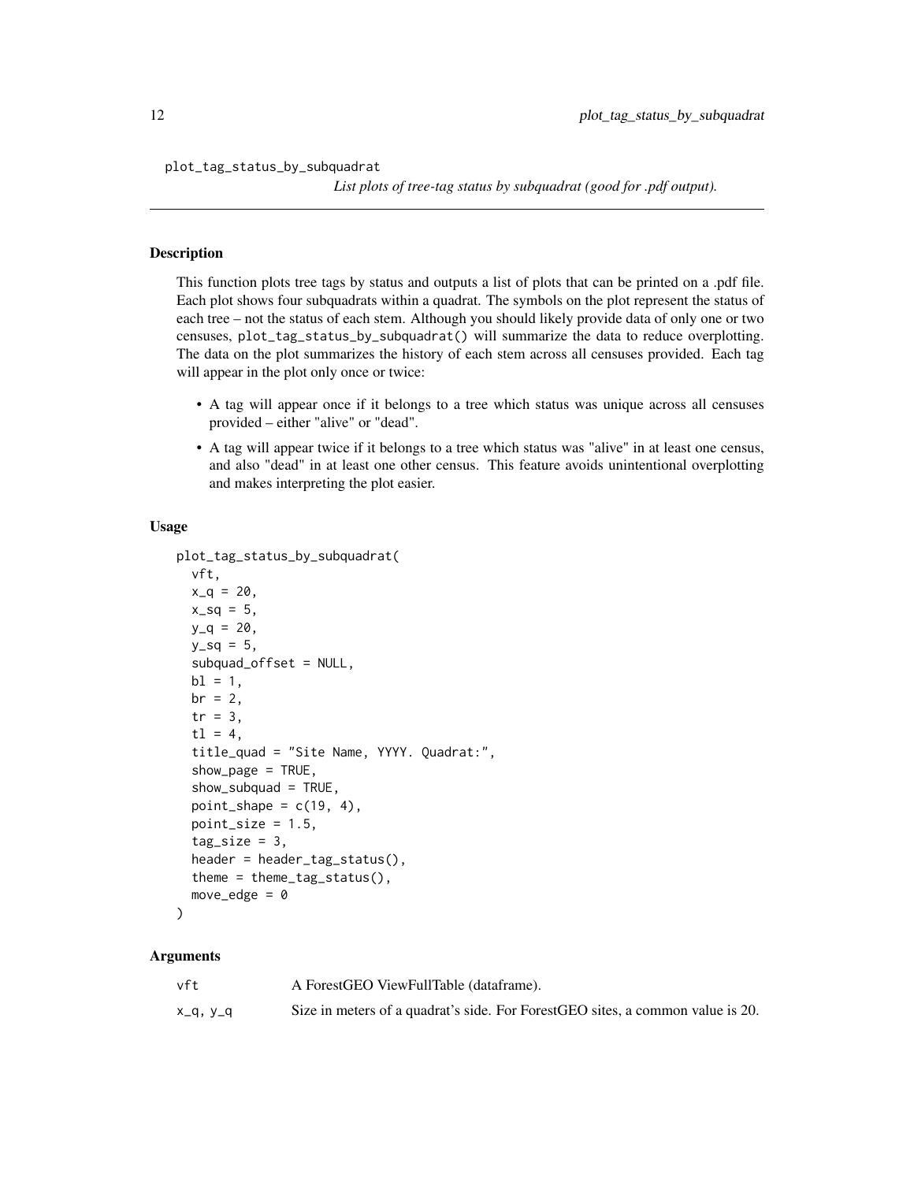plot_tag_status_by_subquadrat

*List plots of tree-tag status by subquadrat (good for .pdf output).*

### Description

This function plots tree tags by status and outputs a list of plots that can be printed on a .pdf file. Each plot shows four subquadrats within a quadrat. The symbols on the plot represent the status of each tree – not the status of each stem. Although you should likely provide data of only one or two censuses, `plot_tag_status_by_subquadrat()` will summarize the data to reduce overplotting. The data on the plot summarizes the history of each stem across all censuses provided. Each tag will appear in the plot only once or twice:

- A tag will appear once if it belongs to a tree which status was unique across all censuses provided – either "alive" or "dead".
- A tag will appear twice if it belongs to a tree which status was "alive" in at least one census, and also "dead" in at least one other census. This feature avoids unintentional overplotting and makes interpreting the plot easier.

### Usage

```
plot_tag_status_by_subquadrat(
  vft,
  x_q = 20,
  x_sq = 5,
  y_q = 20,
  y_sq = 5,
  subquad_offset = NULL,
  bl = 1,
  br = 2,
  tr = 3,
  tl = 4,
  title_quad = "Site Name, YYYY. Quadrat:",
  show_page = TRUE,
  show_subquad = TRUE,
  point_shape = c(19, 4),
  point_size = 1.5,
  tag_size = 3,
  header = header_tag_status(),
  theme = theme_tag_status(),
  move_edge = 0
)
```

### Arguments

| | |
|---|---|
| vft | A ForestGEO ViewFullTable (dataframe). |
| x_q, y_q | Size in meters of a quadrat's side. For ForestGEO sites, a common value is 20. |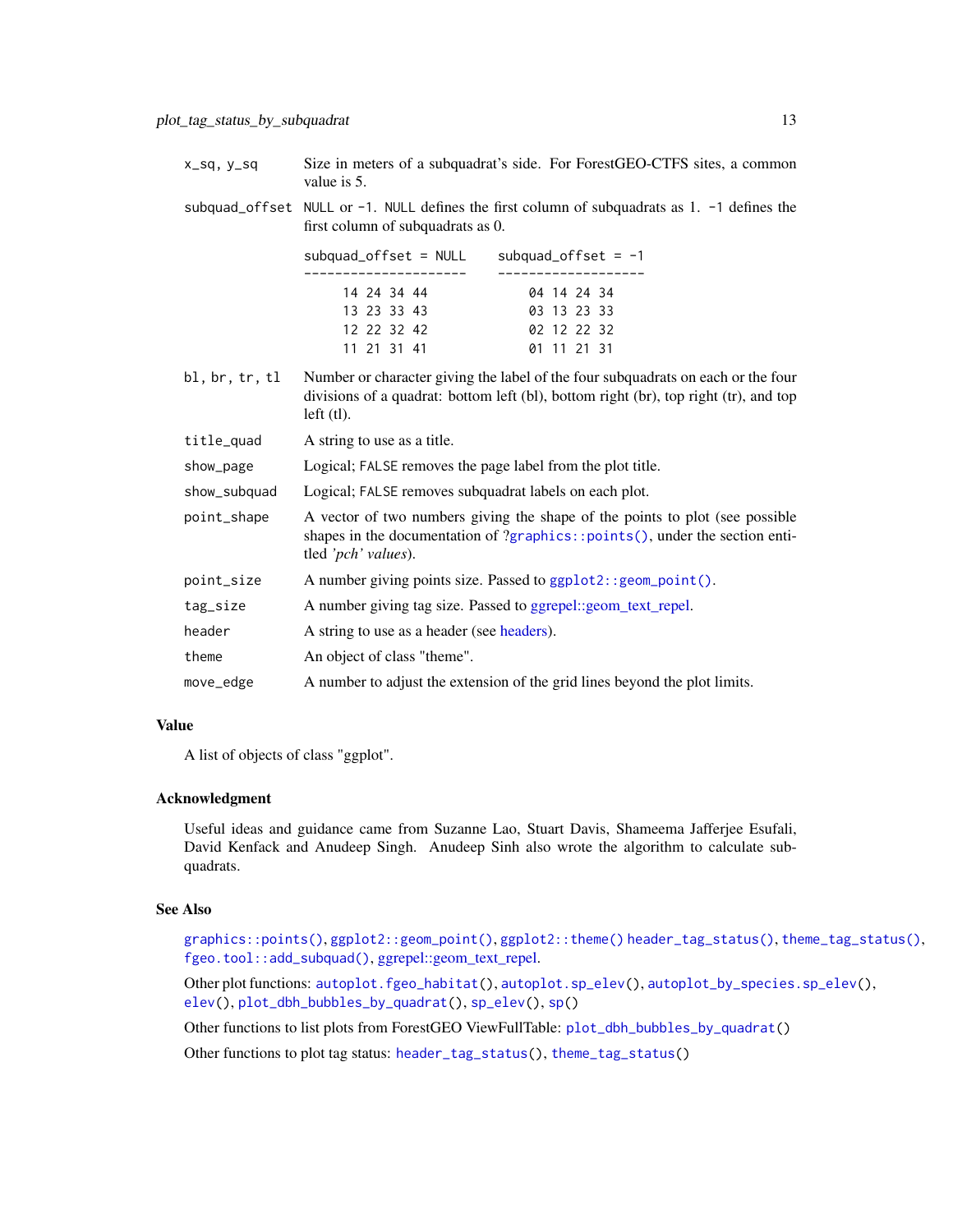| | |
|---|---|
| x_sq, y_sq | Size in meters of a subquadrat's side. For ForestGEO-CTFS sites, a common value is 5. |
| subquad_offset | NULL or -1. NULL defines the first column of subquadrats as 1. -1 defines the first column of subquadrats as 0. |

```
subquad_offset = NULL     subquad_offset = -1
---------------------     -------------------
     14 24 34 44              04 14 24 34
     13 23 33 43              03 13 23 33
     12 22 32 42              02 12 22 32
     11 21 31 41              01 11 21 31
```

| | |
|---|---|
| bl, br, tr, tl | Number or character giving the label of the four subquadrats on each or the four divisions of a quadrat: bottom left (bl), bottom right (br), top right (tr), and top left (tl). |
| title_quad | A string to use as a title. |
| show_page | Logical; FALSE removes the page label from the plot title. |
| show_subquad | Logical; FALSE removes subquadrat labels on each plot. |
| point_shape | A vector of two numbers giving the shape of the points to plot (see possible shapes in the documentation of ?graphics::points(), under the section entitled *'pch' values*). |
| point_size | A number giving points size. Passed to ggplot2::geom_point(). |
| tag_size | A number giving tag size. Passed to ggrepel::geom_text_repel. |
| header | A string to use as a header (see headers). |
| theme | An object of class "theme". |
| move_edge | A number to adjust the extension of the grid lines beyond the plot limits. |

## Value

A list of objects of class "ggplot".

## Acknowledgment

Useful ideas and guidance came from Suzanne Lao, Stuart Davis, Shameema Jafferjee Esufali, David Kenfack and Anudeep Singh. Anudeep Sinh also wrote the algorithm to calculate subquadrats.

## See Also

graphics::points(), ggplot2::geom_point(), ggplot2::theme() header_tag_status(), theme_tag_status(), fgeo.tool::add_subquad(), ggrepel::geom_text_repel.

Other plot functions: autoplot.fgeo_habitat(), autoplot.sp_elev(), autoplot_by_species.sp_elev(), elev(), plot_dbh_bubbles_by_quadrat(), sp_elev(), sp()

Other functions to list plots from ForestGEO ViewFullTable: plot_dbh_bubbles_by_quadrat()

Other functions to plot tag status: header_tag_status(), theme_tag_status()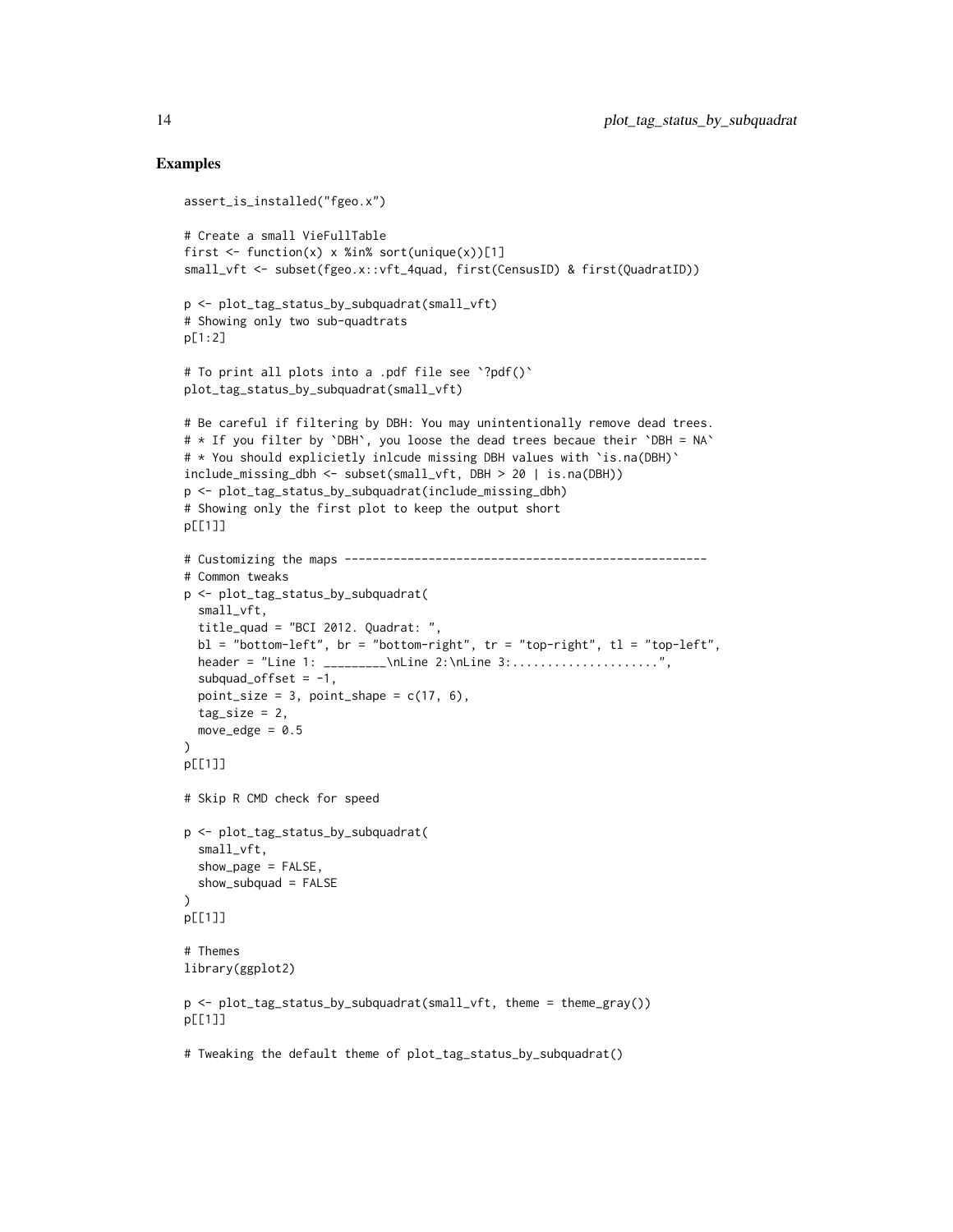# Examples

```
assert_is_installed("fgeo.x")

# Create a small VieFullTable
first <- function(x) x %in% sort(unique(x))[1]
small_vft <- subset(fgeo.x::vft_4quad, first(CensusID) & first(QuadratID))

p <- plot_tag_status_by_subquadrat(small_vft)
# Showing only two sub-quadtrats
p[1:2]

# To print all plots into a .pdf file see `?pdf()`
plot_tag_status_by_subquadrat(small_vft)

# Be careful if filtering by DBH: You may unintentionally remove dead trees.
# * If you filter by `DBH`, you loose the dead trees becaue their `DBH = NA`
# * You should expliciety inlcude missing DBH values with `is.na(DBH)`
include_missing_dbh <- subset(small_vft, DBH > 20 | is.na(DBH))
p <- plot_tag_status_by_subquadrat(include_missing_dbh)
# Showing only the first plot to keep the output short
p[[1]]

# Customizing the maps ----------------------------------------------------
# Common tweaks
p <- plot_tag_status_by_subquadrat(
  small_vft,
  title_quad = "BCI 2012. Quadrat: ",
  bl = "bottom-left", br = "bottom-right", tr = "top-right", tl = "top-left",
  header = "Line 1: _________\nLine 2:\nLine 3:.....................",
  subquad_offset = -1,
  point_size = 3, point_shape = c(17, 6),
  tag_size = 2,
  move_edge = 0.5
)
p[[1]]

# Skip R CMD check for speed

p <- plot_tag_status_by_subquadrat(
  small_vft,
  show_page = FALSE,
  show_subquad = FALSE
)
p[[1]]

# Themes
library(ggplot2)

p <- plot_tag_status_by_subquadrat(small_vft, theme = theme_gray())
p[[1]]

# Tweaking the default theme of plot_tag_status_by_subquadrat()
```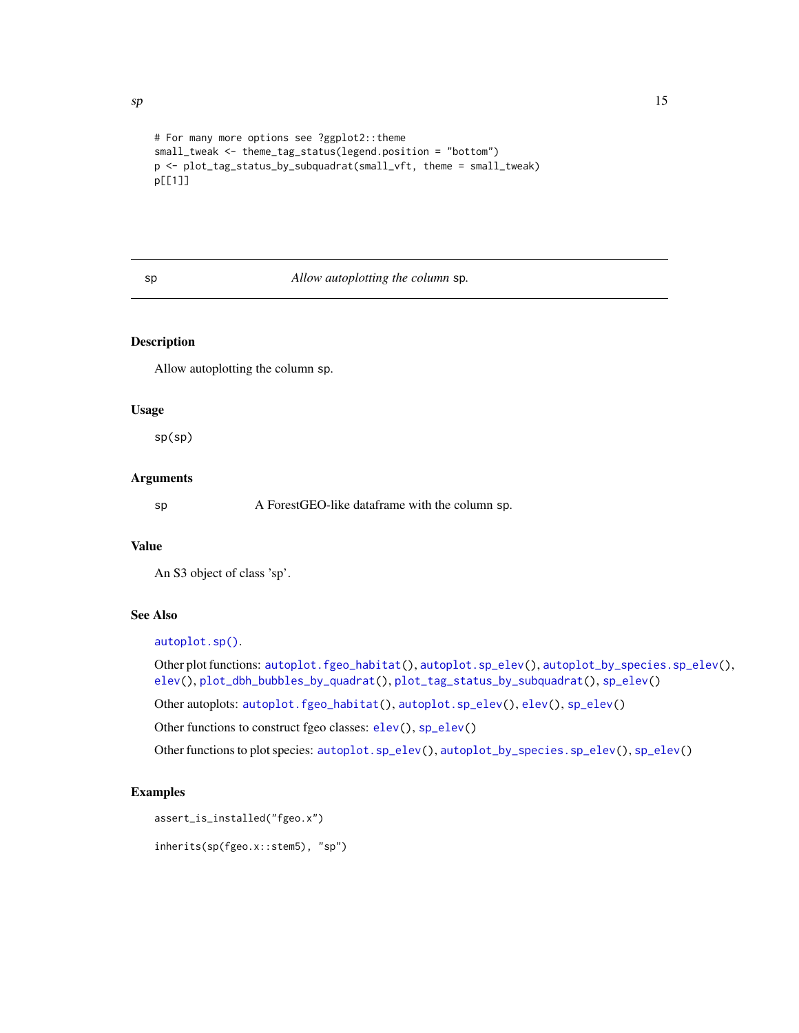```
# For many more options see ?ggplot2::theme
small_tweak <- theme_tag_status(legend.position = "bottom")
p <- plot_tag_status_by_subquadrat(small_vft, theme = small_tweak)
p[[1]]
```

---

## sp — *Allow autoplotting the column* sp.

---

### Description

Allow autoplotting the column sp.

### Usage

```
sp(sp)
```

### Arguments

| | |
|---|---|
| sp | A ForestGEO-like dataframe with the column sp. |

### Value

An S3 object of class 'sp'.

### See Also

autoplot.sp().

Other plot functions: autoplot.fgeo_habitat(), autoplot.sp_elev(), autoplot_by_species.sp_elev(), elev(), plot_dbh_bubbles_by_quadrat(), plot_tag_status_by_subquadrat(), sp_elev()

Other autoplots: autoplot.fgeo_habitat(), autoplot.sp_elev(), elev(), sp_elev()

Other functions to construct fgeo classes: elev(), sp_elev()

Other functions to plot species: autoplot.sp_elev(), autoplot_by_species.sp_elev(), sp_elev()

### Examples

```
assert_is_installed("fgeo.x")

inherits(sp(fgeo.x::stem5), "sp")
```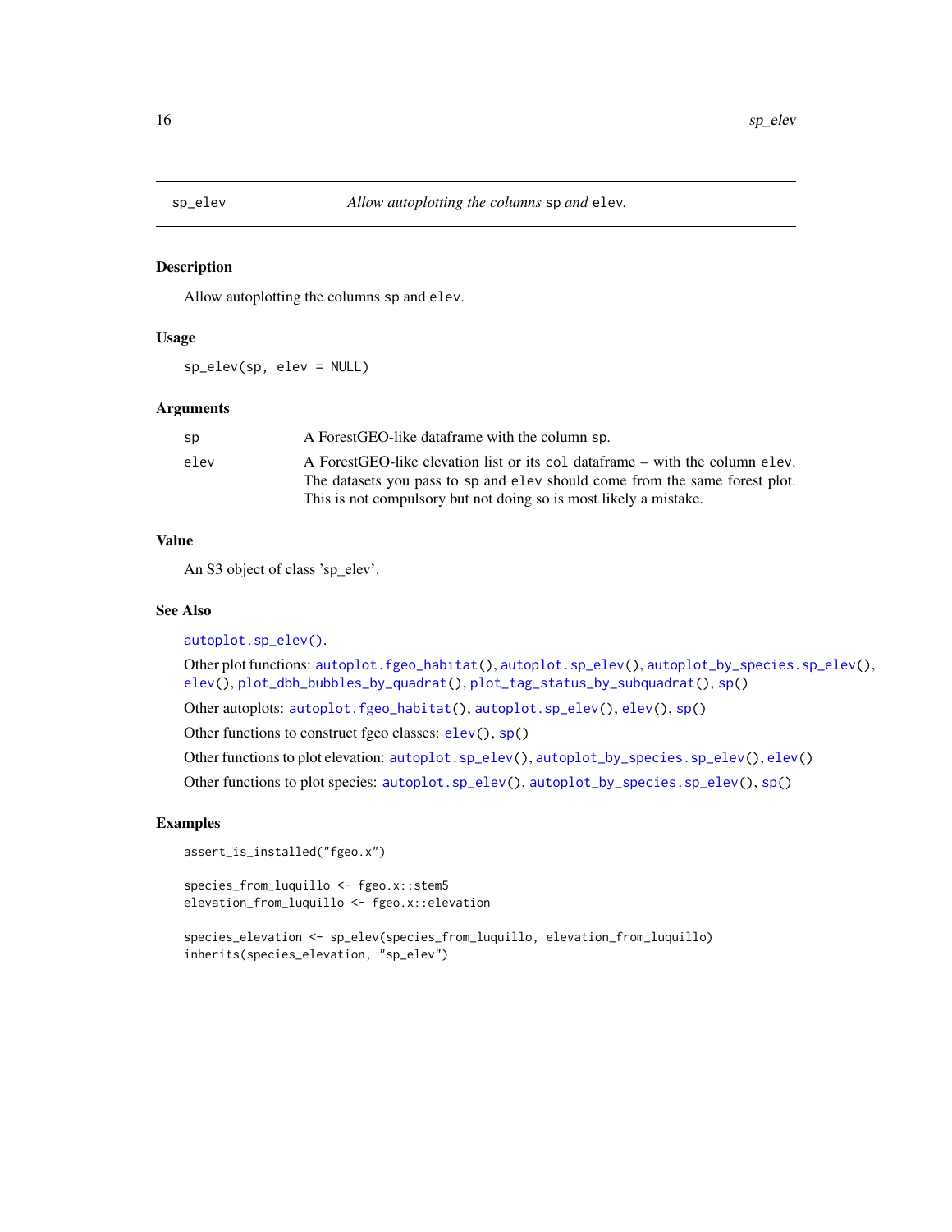## sp_elev — *Allow autoplotting the columns* `sp` *and* `elev`.

### Description

Allow autoplotting the columns `sp` and `elev`.

### Usage

```
sp_elev(sp, elev = NULL)
```

### Arguments

| | |
|---|---|
| `sp` | A ForestGEO-like dataframe with the column `sp`. |
| `elev` | A ForestGEO-like elevation list or its `col` dataframe – with the column `elev`. The datasets you pass to `sp` and `elev` should come from the same forest plot. This is not compulsory but not doing so is most likely a mistake. |

### Value

An S3 object of class 'sp_elev'.

### See Also

`autoplot.sp_elev()`.

Other plot functions: `autoplot.fgeo_habitat()`, `autoplot.sp_elev()`, `autoplot_by_species.sp_elev()`, `elev()`, `plot_dbh_bubbles_by_quadrat()`, `plot_tag_status_by_subquadrat()`, `sp()`

Other autoplots: `autoplot.fgeo_habitat()`, `autoplot.sp_elev()`, `elev()`, `sp()`

Other functions to construct fgeo classes: `elev()`, `sp()`

Other functions to plot elevation: `autoplot.sp_elev()`, `autoplot_by_species.sp_elev()`, `elev()`

Other functions to plot species: `autoplot.sp_elev()`, `autoplot_by_species.sp_elev()`, `sp()`

### Examples

```
assert_is_installed("fgeo.x")

species_from_luquillo <- fgeo.x::stem5
elevation_from_luquillo <- fgeo.x::elevation

species_elevation <- sp_elev(species_from_luquillo, elevation_from_luquillo)
inherits(species_elevation, "sp_elev")
```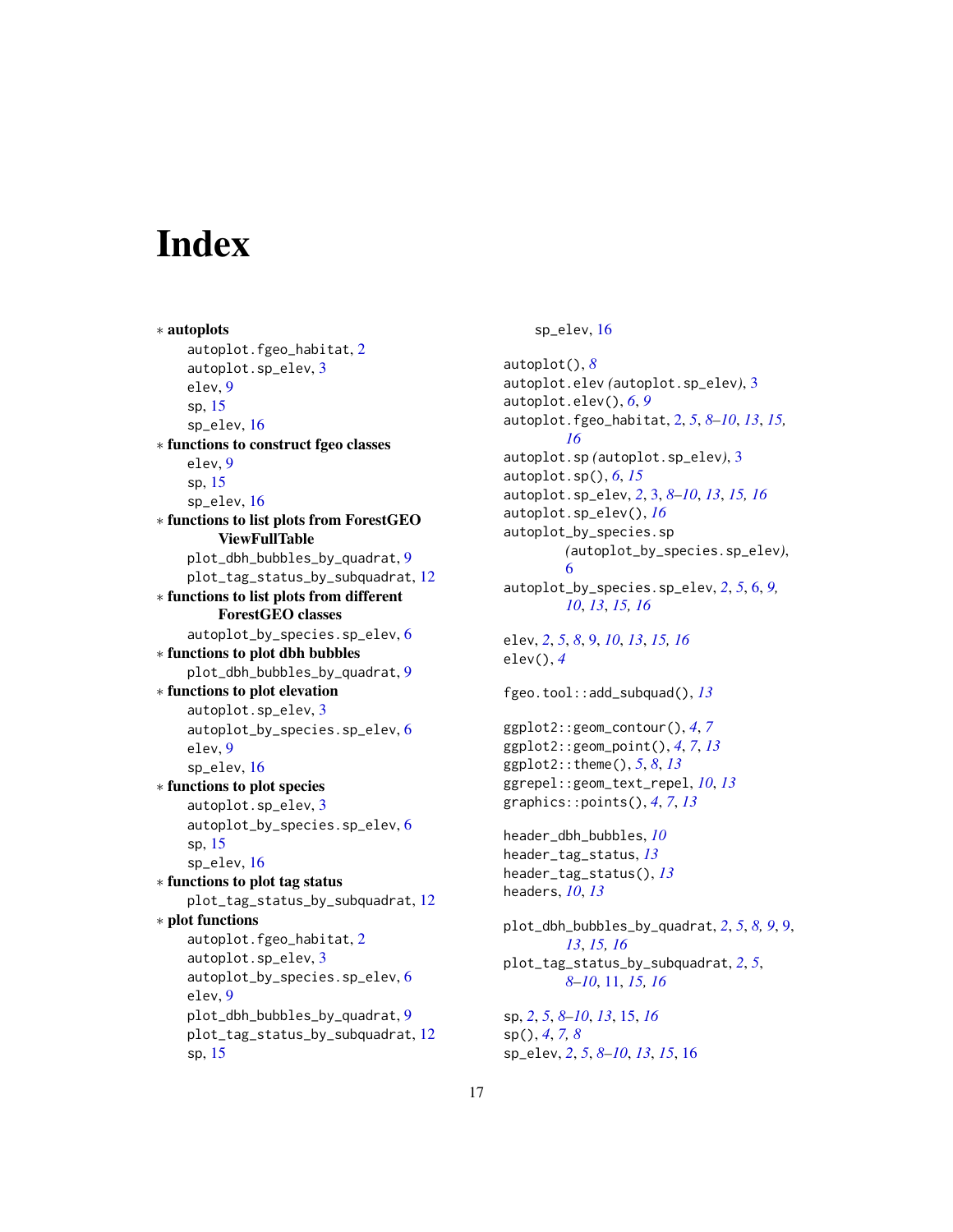# Index

* **autoplots**
  - autoplot.fgeo_habitat, 2
  - autoplot.sp_elev, 3
  - elev, 9
  - sp, 15
  - sp_elev, 16
* **functions to construct fgeo classes**
  - elev, 9
  - sp, 15
  - sp_elev, 16
* **functions to list plots from ForestGEO ViewFullTable**
  - plot_dbh_bubbles_by_quadrat, 9
  - plot_tag_status_by_subquadrat, 12
* **functions to list plots from different ForestGEO classes**
  - autoplot_by_species.sp_elev, 6
* **functions to plot dbh bubbles**
  - plot_dbh_bubbles_by_quadrat, 9
* **functions to plot elevation**
  - autoplot.sp_elev, 3
  - autoplot_by_species.sp_elev, 6
  - elev, 9
  - sp_elev, 16
* **functions to plot species**
  - autoplot.sp_elev, 3
  - autoplot_by_species.sp_elev, 6
  - sp, 15
  - sp_elev, 16
* **functions to plot tag status**
  - plot_tag_status_by_subquadrat, 12
* **plot functions**
  - autoplot.fgeo_habitat, 2
  - autoplot.sp_elev, 3
  - autoplot_by_species.sp_elev, 6
  - elev, 9
  - plot_dbh_bubbles_by_quadrat, 9
  - plot_tag_status_by_subquadrat, 12
  - sp, 15
  - sp_elev, 16

autoplot(), *8*
autoplot.elev *(*autoplot.sp_elev*)*, 3
autoplot.elev(), *6*, *9*
autoplot.fgeo_habitat, 2, *5*, *8–10*, *13*, *15*, *16*
autoplot.sp *(*autoplot.sp_elev*)*, 3
autoplot.sp(), *6*, *15*
autoplot.sp_elev, *2*, 3, *8–10*, *13*, *15*, *16*
autoplot.sp_elev(), *16*
autoplot_by_species.sp *(*autoplot_by_species.sp_elev*)*, 6
autoplot_by_species.sp_elev, *2*, *5*, 6, *9*, *10*, *13*, *15*, *16*

elev, *2*, *5*, *8*, 9, *10*, *13*, *15*, *16*
elev(), *4*

fgeo.tool::add_subquad(), *13*

ggplot2::geom_contour(), *4*, *7*
ggplot2::geom_point(), *4*, *7*, *13*
ggplot2::theme(), *5*, *8*, *13*
ggrepel::geom_text_repel, *10*, *13*
graphics::points(), *4*, *7*, *13*

header_dbh_bubbles, *10*
header_tag_status, *13*
header_tag_status(), *13*
headers, *10*, *13*

plot_dbh_bubbles_by_quadrat, *2*, *5*, *8*, *9*, 9, *13*, *15*, *16*
plot_tag_status_by_subquadrat, *2*, *5*, *8–10*, 11, *15*, *16*

sp, *2*, *5*, *8–10*, *13*, 15, *16*
sp(), *4*, *7*, *8*
sp_elev, *2*, *5*, *8–10*, *13*, *15*, 16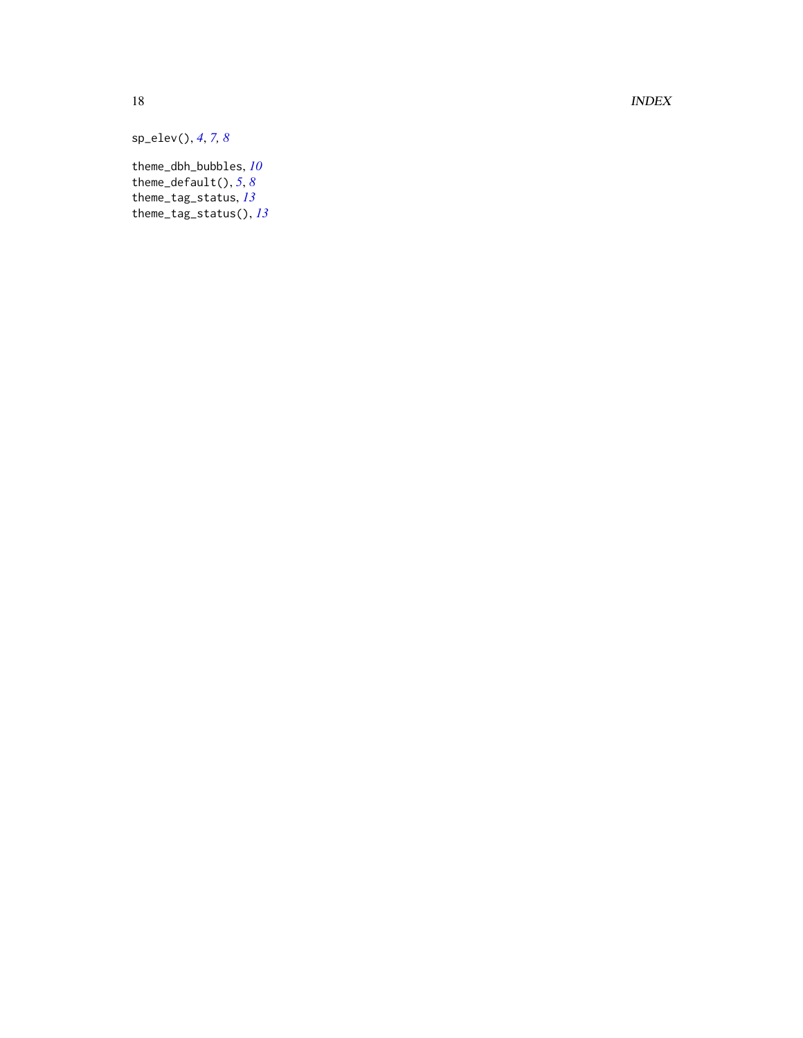sp_elev(), *4*, *7*, *8*

theme_dbh_bubbles, *10*
theme_default(), *5*, *8*
theme_tag_status, *13*
theme_tag_status(), *13*